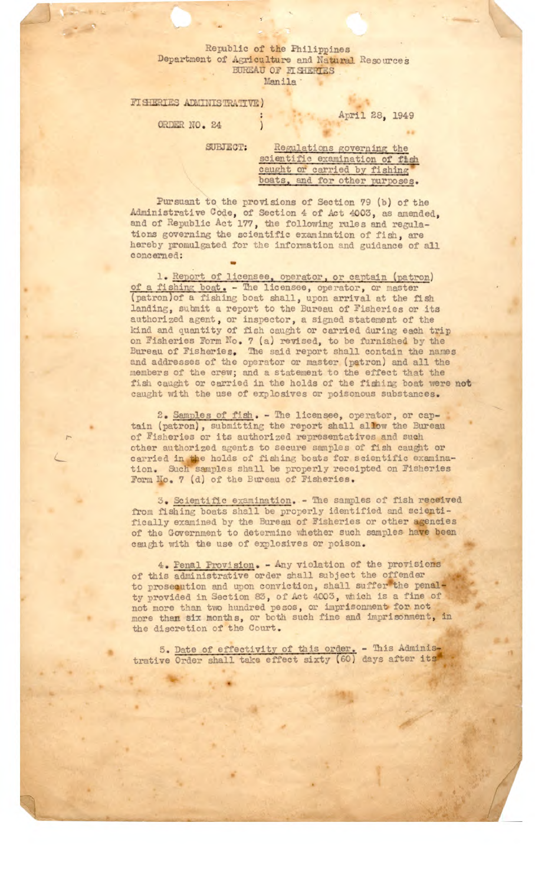Republic of the Philippines
Department of Agriculture and Natural Resources
BUREAU OF FISHERIES
Manila

FISHERIES ADMINISTRATIVE)
: April 28, 1949
ORDER NO. 24 )

SUBJECT: Regulations governing the scientific examination of fish caught or carried by fishing boats, and for other purposes.

Pursuant to the provisions of Section 79 (b) of the Administrative Code, of Section 4 of Act 4003, as amended, and of Republic Act 177, the following rules and regulations governing the scientific examination of fish, are hereby promulgated for the information and guidance of all concerned:

1. Report of licensee, operator, or captain (patron) of a fishing boat. - The licensee, operator, or master (patron) of a fishing boat shall, upon arrival at the fish landing, submit a report to the Bureau of Fisheries or its authorized agent, or inspector, a signed statement of the kind and quantity of fish caught or carried during each trip on Fisheries Form No. 7 (a) revised, to be furnished by the Bureau of Fisheries. The said report shall contain the names and addresses of the operator or master (patron) and all the members of the crew; and a statement to the effect that the fish caught or carried in the holds of the fishing boat were not caught with the use of explosives or poisonous substances.

2. Samples of fish. - The licensee, operator, or captain (patron), submitting the report shall allow the Bureau of Fisheries or its authorized representatives and such other authorized agents to secure samples of fish caught or carried in the holds of fishing boats for scientific examination. Such samples shall be properly receipted on Fisheries Form No. 7 (d) of the Bureau of Fisheries.

3. Scientific examination. - The samples of fish received from fishing boats shall be properly identified and scientifically examined by the Bureau of Fisheries or other agencies of the Government to determine whether such samples have been caught with the use of explosives or poison.

4. Penal Provision. - Any violation of the provisions of this administrative order shall subject the offender to prosecution and upon conviction, shall suffer the penalty provided in Section 83, of Act 4003, which is a fine of not more than two hundred pesos, or imprisonment for not more than six months, or both such fine and imprisonment, in the discretion of the Court.

5. Date of effectivity of this order. - This Administrative Order shall take effect sixty (60) days after its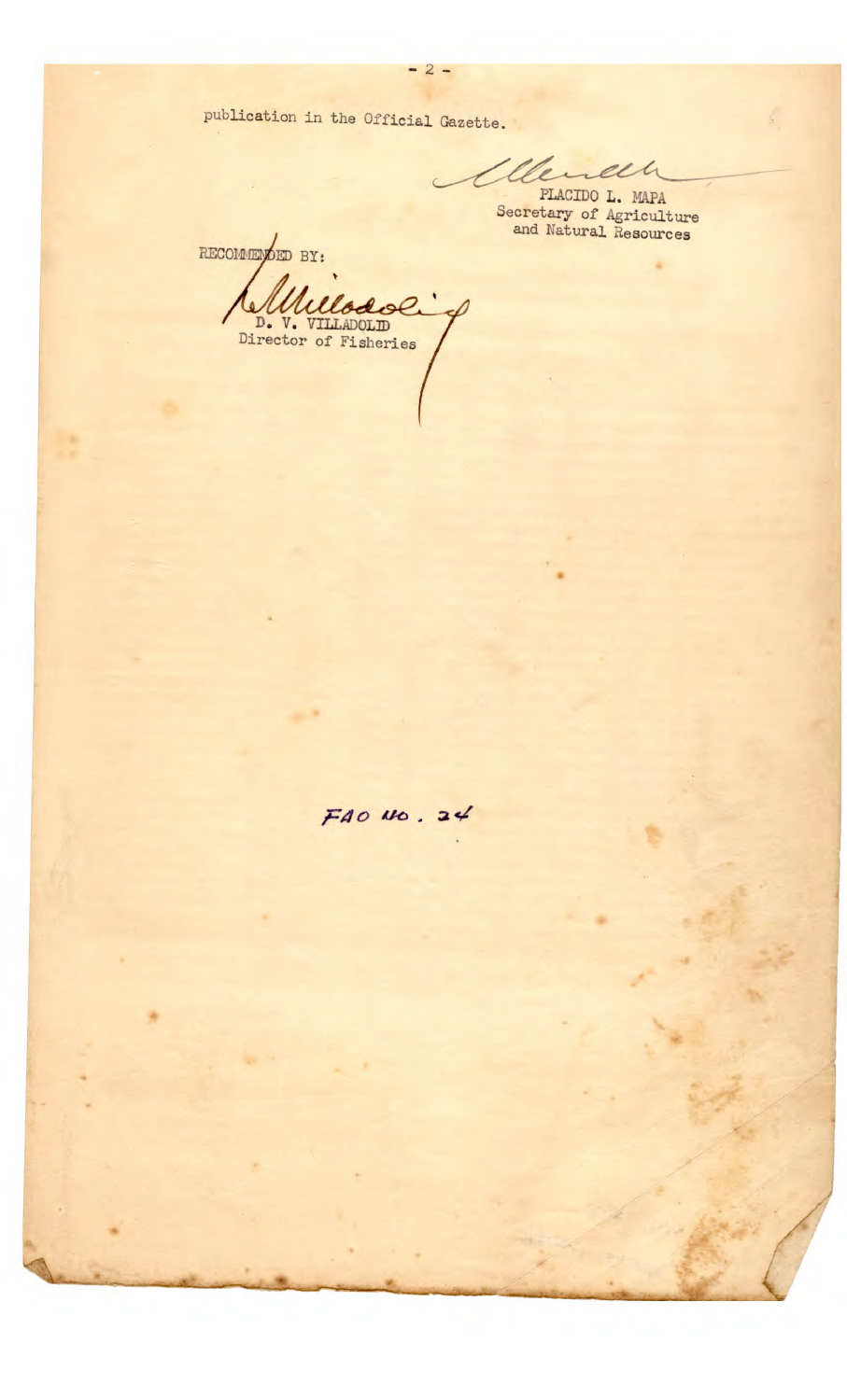publication in the Official Gazette.

PLACIDO L. MAPA
Secretary of Agriculture
and Natural Resources

RECOMMENDED BY:

D. V. VILLADOLID
Director of Fisheries

FAO NO. 24